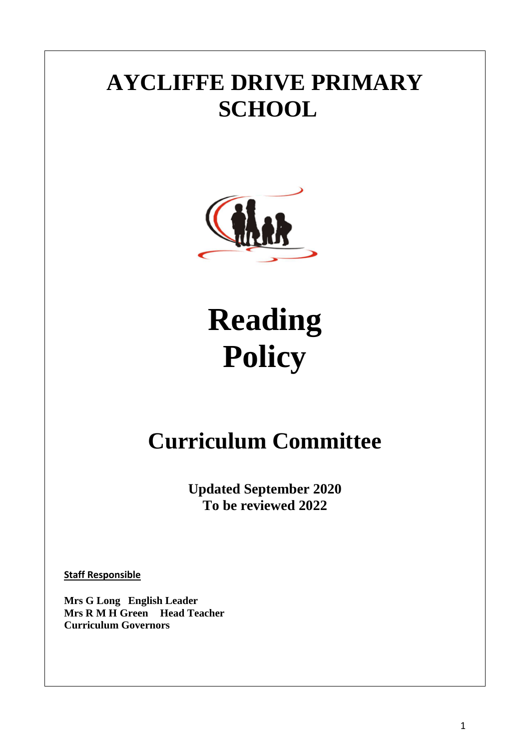# AYCLIFFE DRIVE PRIMARY SCHOOL

# Reading Policy

## Curriculum Committee

**Updated September 2020**
**To be reviewed 2022**

**Staff Responsible**

**Mrs G Long English Leader**
**Mrs R M H Green Head Teacher**
**Curriculum Governors**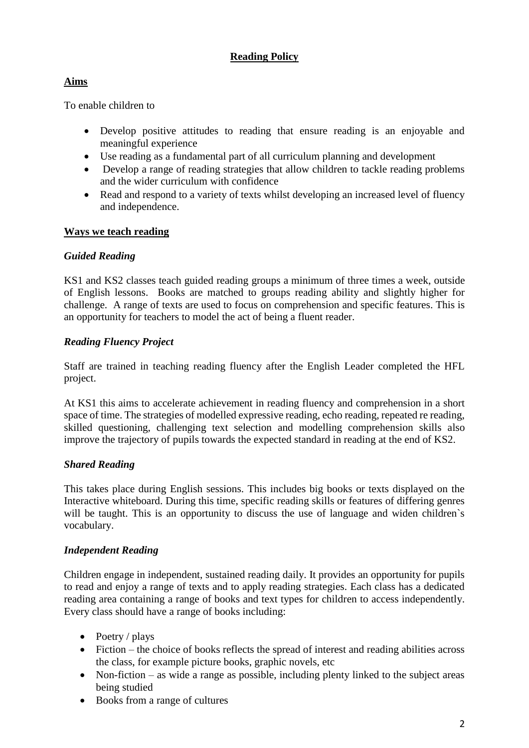# Reading Policy

## Aims

To enable children to

- Develop positive attitudes to reading that ensure reading is an enjoyable and meaningful experience
- Use reading as a fundamental part of all curriculum planning and development
- Develop a range of reading strategies that allow children tackle reading problems and the wider curriculum with confidence
- Read and respond to a variety of texts whilst developing an increased level of fluency and independence.

## Ways we teach reading

### *Guided Reading*

KS1 and KS2 classes teach guided reading groups a minimum of three times a week, outside of English lessons. Books are matched to groups reading ability and slightly higher for challenge. A range of texts are used to focus on comprehension and specific features. This is an opportunity for teachers to model the act of being a fluent reader.

### *Reading Fluency Project*

Staff are trained in teaching reading fluency after the English Leader completed the HFL project.

At KS1 this aims to accelerate achievement in reading fluency and comprehension in a short space of time. The strategies of modelled expressive reading, echo reading, repeated re reading, skilled questioning, challenging text selection and modelling comprehension skills also improve the trajectory of pupils towards the expected standard in reading at the end of KS2.

### *Shared Reading*

This takes place during English sessions. This includes big books or texts displayed on the Interactive whiteboard. During this time, specific reading skills or features of differing genres will be taught. This is an opportunity to discuss the use of language and widen children`s vocabulary.

### *Independent Reading*

Children engage in independent, sustained reading daily. It provides an opportunity for pupils to read and enjoy a range of texts and to apply reading strategies. Each class has a dedicated reading area containing a range of books and text types for children to access independently. Every class should have a range of books including:

- Poetry / plays
- Fiction – the choice of books reflects the spread of interest and reading abilities across the class, for example picture books, graphic novels, etc
- Non-fiction – as wide a range as possible, including plenty linked to the subject areas being studied
- Books from a range of cultures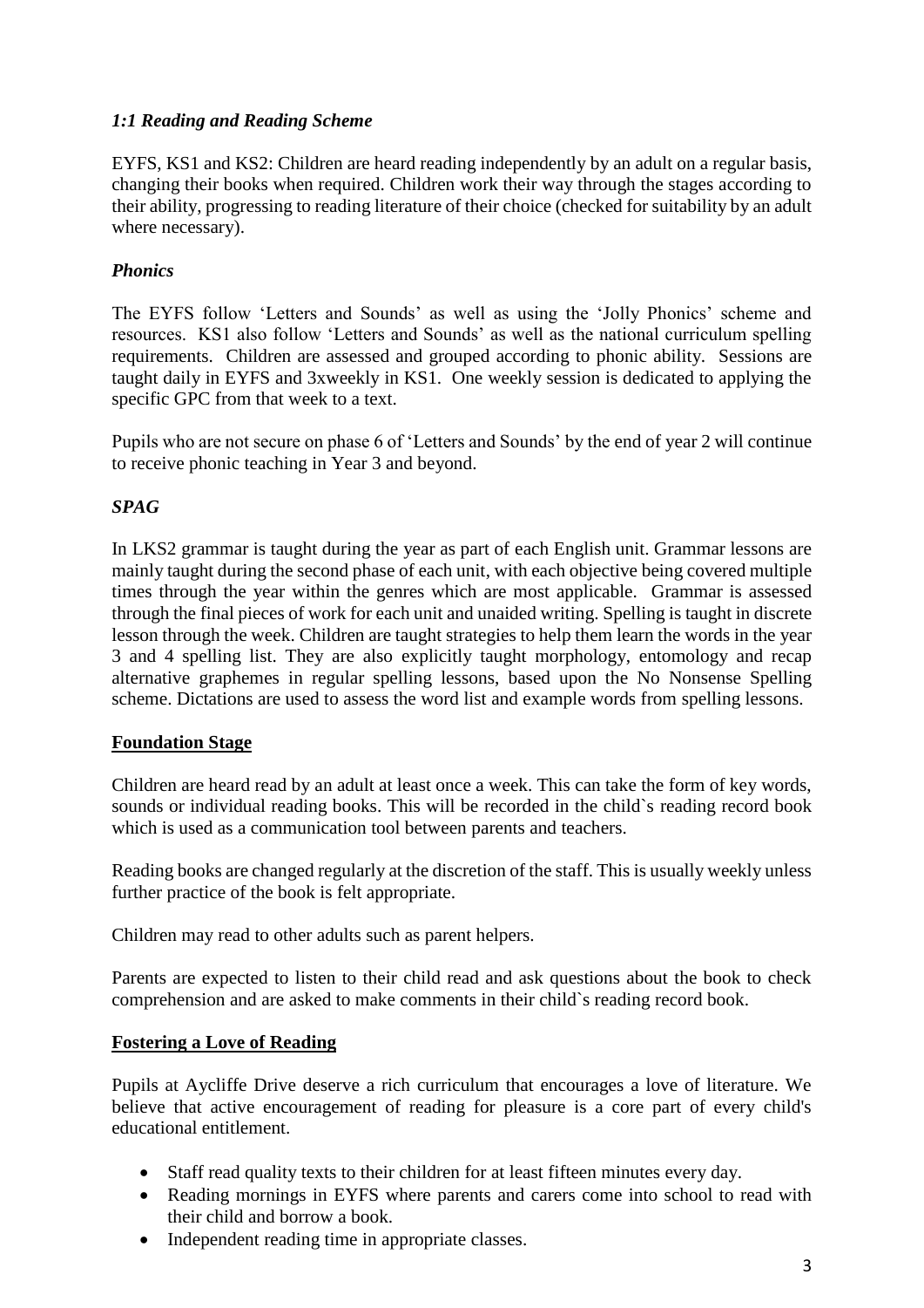### *1:1 Reading and Reading Scheme*

EYFS, KS1 and KS2: Children are heard reading independently by an adult on a regular basis, changing their books when required. Children work their way through the stages according to their ability, progressing to reading literature of their choice (checked for suitability by an adult where necessary).

### *Phonics*

The EYFS follow 'Letters and Sounds' as well as using the 'Jolly Phonics' scheme and resources. KS1 also follow 'Letters and Sounds' as well as the national curriculum spelling requirements. Children are assessed and grouped according to phonic ability. Sessions are taught daily in EYFS and 3xweekly in KS1. One weekly session is dedicated to applying the specific GPC from that week to a text.

Pupils who are not secure on phase 6 of 'Letters and Sounds' by the end of year 2 will continue to receive phonic teaching in Year 3 and beyond.

### *SPAG*

In LKS2 grammar is taught during the year as part of each English unit. Grammar lessons are mainly taught during the second phase of each unit, with each objective being covered multiple times through the year within the genres which are most applicable. Grammar is assessed through the final pieces of work for each unit and unaided writing. Spelling is taught in discrete lesson through the week. Children are taught strategies to help them learn the words in the year 3 and 4 spelling list. They are also explicitly taught morphology, entomology and recap alternative graphemes in regular spelling lessons, based upon the No Nonsense Spelling scheme. Dictations are used to assess the word list and example words from spelling lessons.

## **Foundation Stage**

Children are heard read by an adult at least once a week. This can take the form of key words, sounds or individual reading books. This will be recorded in the child`s reading record book which is used as a communication tool between parents and teachers.

Reading books are changed regularly at the discretion of the staff. This is usually weekly unless further practice of the book is felt appropriate.

Children may read to other adults such as parent helpers.

Parents are expected to listen to their child read and ask questions about the book to check comprehension and are asked to make comments in their child`s reading record book.

## **Fostering a Love of Reading**

Pupils at Aycliffe Drive deserve a rich curriculum that encourages a love of literature. We believe that active encouragement of reading for pleasure is a core part of every child's educational entitlement.

- Staff read quality texts to their children for at least fifteen minutes every day.
- Reading mornings in EYFS where parents and carers come into school to read with their child and borrow a book.
- Independent reading time in appropriate classes.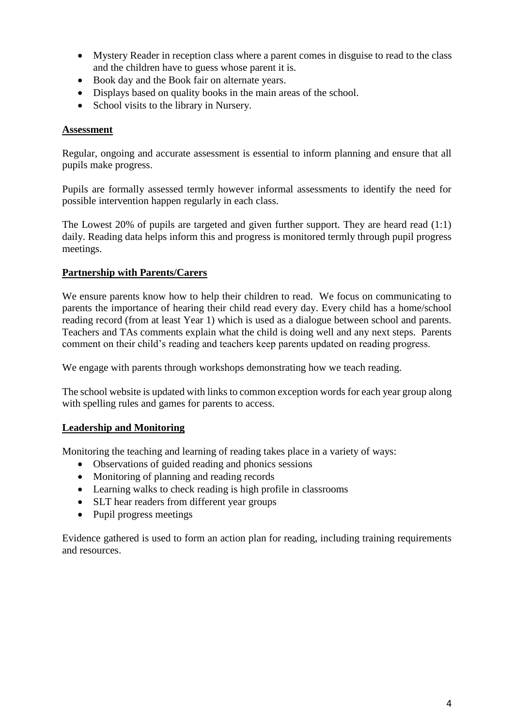- Mystery Reader in reception class where a parent comes in disguise to read to the class and the children have to guess whose parent it is.
- Book day and the Book fair on alternate years.
- Displays based on quality books in the main areas of the school.
- School visits to the library in Nursery.

## Assessment

Regular, ongoing and accurate assessment is essential to inform planning and ensure that all pupils make progress.

Pupils are formally assessed termly however informal assessments to identify the need for possible intervention happen regularly in each class.

The Lowest 20% of pupils are targeted and given further support. They are heard read (1:1) daily. Reading data helps inform this and progress is monitored termly through pupil progress meetings.

## Partnership with Parents/Carers

We ensure parents know how to help their children to read. We focus on communicating to parents the importance of hearing their child read every day. Every child has a home/school reading record (from at least Year 1) which is used as a dialogue between school and parents. Teachers and TAs comments explain what the child is doing well and any next steps. Parents comment on their child's reading and teachers keep parents updated on reading progress.

We engage with parents through workshops demonstrating how we teach reading.

The school website is updated with links to common exception words for each year group along with spelling rules and games for parents to access.

## Leadership and Monitoring

Monitoring the teaching and learning of reading takes place in a variety of ways:

- Observations of guided reading and phonics sessions
- Monitoring of planning and reading records
- Learning walks to check reading is high profile in classrooms
- SLT hear readers from different year groups
- Pupil progress meetings

Evidence gathered is used to form an action plan for reading, including training requirements and resources.